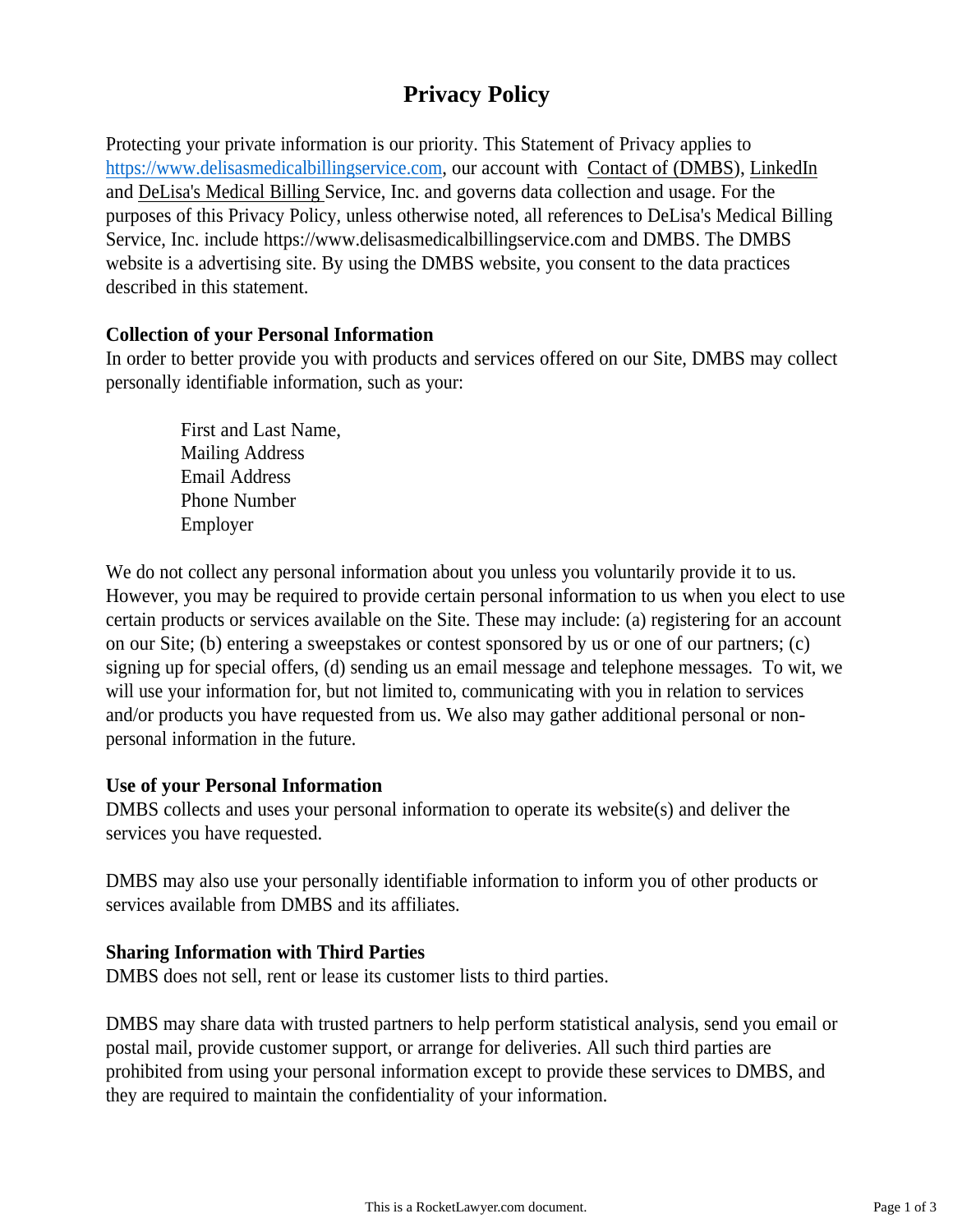# Privacy Policy

Protecting your private information is our priority. This Statement of Privacy applies to https://www.delisasmedicalbillingservice.com, our account with Contact of (DMBS), LinkedIn and DeLisa's Medical Billing Service, Inc. and governs data collection and usage. For the purposes of this Privacy Policy, unless otherwise noted, all references to DeLisa's Medical Billing Service, Inc. include https://www.delisasmedicalbillingservice.com and DMBS. The DMBS website is a advertising site. By using the DMBS website, you consent to the data practices described in this statement.

**Collection of your Personal Information**

In order to better provide you with products and services offered on our Site, DMBS may collect personally identifiable information, such as your:

First and Last Name,
Mailing Address
Email Address
Phone Number
Employer

We do not collect any personal information about you unless you voluntarily provide it to us. However, you may be required to provide certain personal information to us when you elect to use certain products or services available on the Site. These may include: (a) registering for an account on our Site; (b) entering a sweepstakes or contest sponsored by us or one of our partners; (c) signing up for special offers, (d) sending us an email message and telephone messages. To wit, we will use your information for, but not limited to, communicating with you in relation to services and/or products you have requested from us. We also may gather additional personal or non-personal information in the future.

**Use of your Personal Information**

DMBS collects and uses your personal information to operate its website(s) and deliver the services you have requested.

DMBS may also use your personally identifiable information to inform you of other products or services available from DMBS and its affiliates.

**Sharing Information with Third Parties**

DMBS does not sell, rent or lease its customer lists to third parties.

DMBS may share data with trusted partners to help perform statistical analysis, send you email or postal mail, provide customer support, or arrange for deliveries. All such third parties are prohibited from using your personal information except to provide these services to DMBS, and they are required to maintain the confidentiality of your information.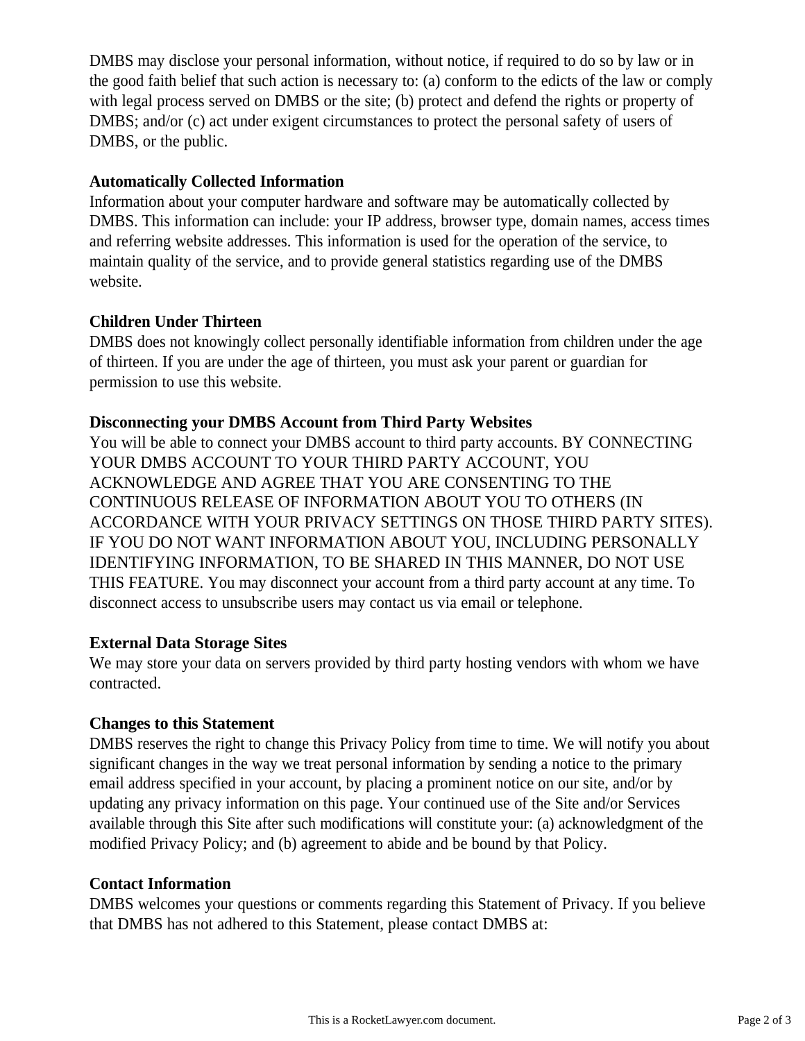DMBS may disclose your personal information, without notice, if required to do so by law or in the good faith belief that such action is necessary to: (a) conform to the edicts of the law or comply with legal process served on DMBS or the site; (b) protect and defend the rights or property of DMBS; and/or (c) act under exigent circumstances to protect the personal safety of users of DMBS, or the public.

**Automatically Collected Information**

Information about your computer hardware and software may be automatically collected by DMBS. This information can include: your IP address, browser type, domain names, access times and referring website addresses. This information is used for the operation of the service, to maintain quality of the service, and to provide general statistics regarding use of the DMBS website.

**Children Under Thirteen**

DMBS does not knowingly collect personally identifiable information from children under the age of thirteen. If you are under the age of thirteen, you must ask your parent or guardian for permission to use this website.

**Disconnecting your DMBS Account from Third Party Websites**

You will be able to connect your DMBS account to third party accounts. BY CONNECTING YOUR DMBS ACCOUNT TO YOUR THIRD PARTY ACCOUNT, YOU ACKNOWLEDGE AND AGREE THAT YOU ARE CONSENTING TO THE CONTINUOUS RELEASE OF INFORMATION ABOUT YOU TO OTHERS (IN ACCORDANCE WITH YOUR PRIVACY SETTINGS ON THOSE THIRD PARTY SITES). IF YOU DO NOT WANT INFORMATION ABOUT YOU, INCLUDING PERSONALLY IDENTIFYING INFORMATION, TO BE SHARED IN THIS MANNER, DO NOT USE THIS FEATURE. You may disconnect your account from a third party account at any time. To disconnect access to unsubscribe users may contact us via email or telephone.

**External Data Storage Sites**

We may store your data on servers provided by third party hosting vendors with whom we have contracted.

**Changes to this Statement**

DMBS reserves the right to change this Privacy Policy from time to time. We will notify you about significant changes in the way we treat personal information by sending a notice to the primary email address specified in your account, by placing a prominent notice on our site, and/or by updating any privacy information on this page. Your continued use of the Site and/or Services available through this Site after such modifications will constitute your: (a) acknowledgment of the modified Privacy Policy; and (b) agreement to abide and be bound by that Policy.

**Contact Information**

DMBS welcomes your questions or comments regarding this Statement of Privacy. If you believe that DMBS has not adhered to this Statement, please contact DMBS at: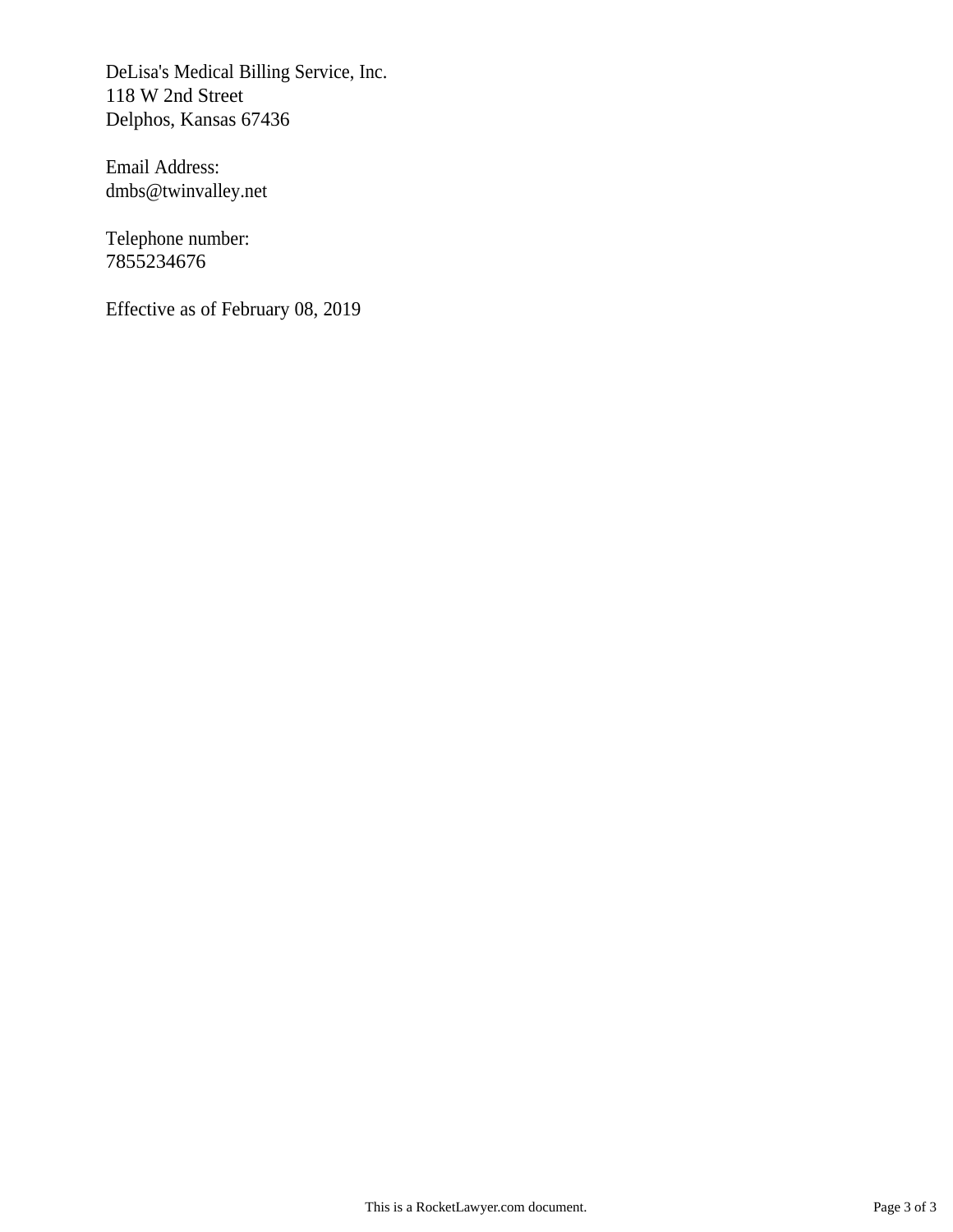DeLisa's Medical Billing Service, Inc.
118 W 2nd Street
Delphos, Kansas 67436

Email Address:
dmbs@twinvalley.net

Telephone number:
7855234676

Effective as of February 08, 2019